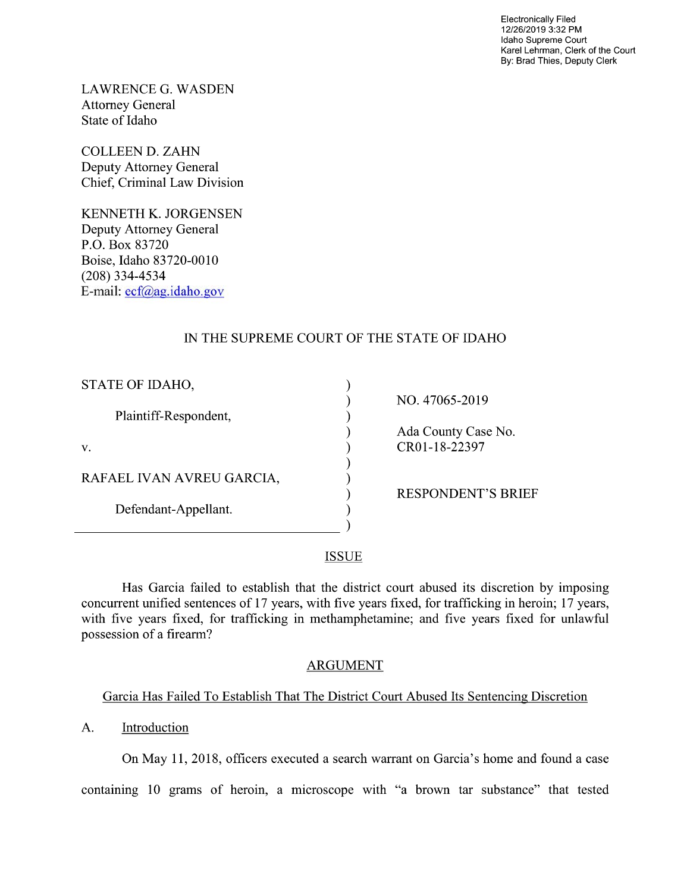Electronically Filed
12/26/2019 3:32 PM
Idaho Supreme Court
Karel Lehrman, Clerk of the Court
By: Brad Thies, Deputy Clerk

LAWRENCE G. WASDEN
Attorney General
State of Idaho

COLLEEN D. ZAHN
Deputy Attorney General
Chief, Criminal Law Division

KENNETH K. JORGENSEN
Deputy Attorney General
P.O. Box 83720
Boise, Idaho 83720-0010
(208) 334-4534
E-mail: ecf@ag.idaho.gov

IN THE SUPREME COURT OF THE STATE OF IDAHO

| | |
|---|---|
| STATE OF IDAHO, | NO. 47065-2019 |
| Plaintiff-Respondent, | Ada County Case No. CR01-18-22397 |
| v. | |
| RAFAEL IVAN AVREU GARCIA, | RESPONDENT'S BRIEF |
| Defendant-Appellant. | |

## ISSUE

Has Garcia failed to establish that the district court abused its discretion by imposing concurrent unified sentences of 17 years, with five years fixed, for trafficking in heroin; 17 years, with five years fixed, for trafficking in methamphetamine; and five years fixed for unlawful possession of a firearm?

## ARGUMENT

### Garcia Has Failed To Establish That The District Court Abused Its Sentencing Discretion

A. Introduction

On May 11, 2018, officers executed a search warrant on Garcia's home and found a case containing 10 grams of heroin, a microscope with "a brown tar substance" that tested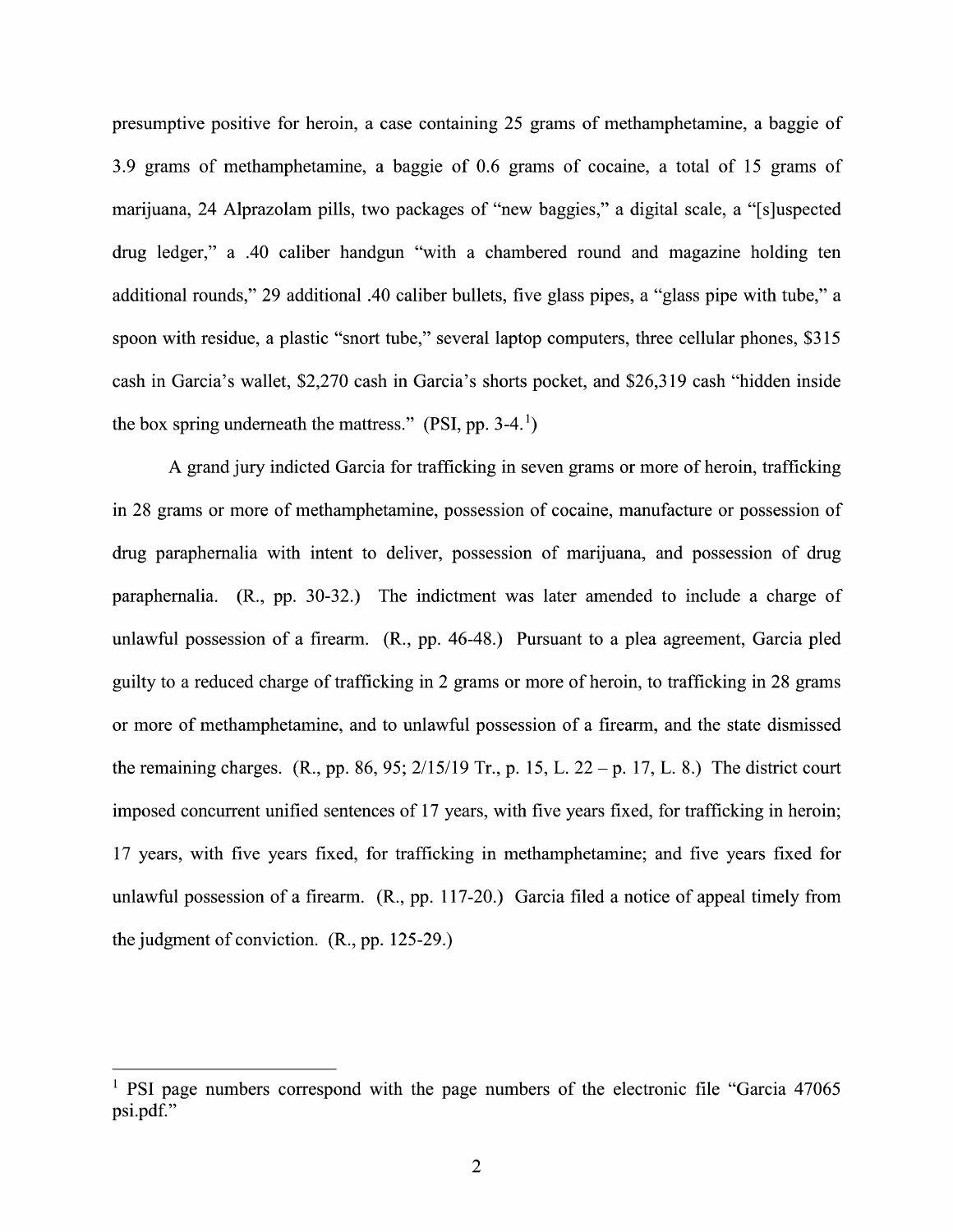presumptive positive for heroin, a case containing 25 grams of methamphetamine, a baggie of 3.9 grams of methamphetamine, a baggie of 0.6 grams of cocaine, a total of 15 grams of marijuana, 24 Alprazolam pills, two packages of "new baggies," a digital scale, a "[s]uspected drug ledger," a .40 caliber handgun "with a chambered round and magazine holding ten additional rounds," 29 additional .40 caliber bullets, five glass pipes, a "glass pipe with tube," a spoon with residue, a plastic "snort tube," several laptop computers, three cellular phones, $315 cash in Garcia's wallet, $2,270 cash in Garcia's shorts pocket, and $26,319 cash "hidden inside the box spring underneath the mattress." (PSI, pp. 3-4.[1])

A grand jury indicted Garcia for trafficking in seven grams or more of heroin, trafficking in 28 grams or more of methamphetamine, possession of cocaine, manufacture or possession of drug paraphernalia with intent to deliver, possession of marijuana, and possession of drug paraphernalia. (R., pp. 30-32.) The indictment was later amended to include a charge of unlawful possession of a firearm. (R., pp. 46-48.) Pursuant to a plea agreement, Garcia pled guilty to a reduced charge of trafficking in 2 grams or more of heroin, to trafficking in 28 grams or more of methamphetamine, and to unlawful possession of a firearm, and the state dismissed the remaining charges. (R., pp. 86, 95; 2/15/19 Tr., p. 15, L. 22 – p. 17, L. 8.) The district court imposed concurrent unified sentences of 17 years, with five years fixed, for trafficking in heroin; 17 years, with five years fixed, for trafficking in methamphetamine; and five years fixed for unlawful possession of a firearm. (R., pp. 117-20.) Garcia filed a notice of appeal timely from the judgment of conviction. (R., pp. 125-29.)

---

[1] PSI page numbers correspond with the page numbers of the electronic file "Garcia 47065 psi.pdf."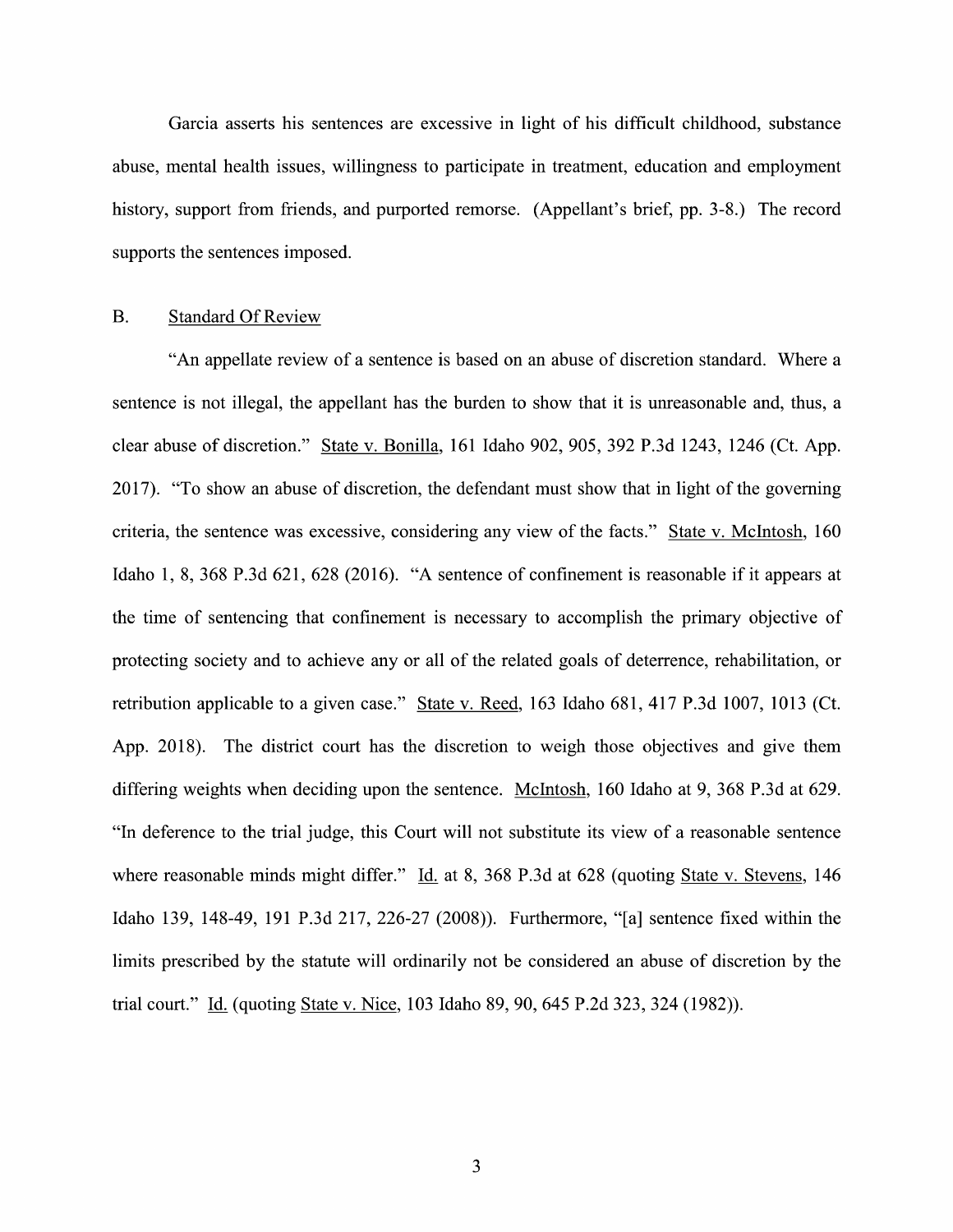Garcia asserts his sentences are excessive in light of his difficult childhood, substance abuse, mental health issues, willingness to participate in treatment, education and employment history, support from friends, and purported remorse. (Appellant's brief, pp. 3-8.) The record supports the sentences imposed.

## B. Standard Of Review

"An appellate review of a sentence is based on an abuse of discretion standard. Where a sentence is not illegal, the appellant has the burden to show that it is unreasonable and, thus, a clear abuse of discretion." State v. Bonilla, 161 Idaho 902, 905, 392 P.3d 1243, 1246 (Ct. App. 2017). "To show an abuse of discretion, the defendant must show that in light of the governing criteria, the sentence was excessive, considering any view of the facts." State v. McIntosh, 160 Idaho 1, 8, 368 P.3d 621, 628 (2016). "A sentence of confinement is reasonable if it appears at the time of sentencing that confinement is necessary to accomplish the primary objective of protecting society and to achieve any or all of the related goals of deterrence, rehabilitation, or retribution applicable to a given case." State v. Reed, 163 Idaho 681, 417 P.3d 1007, 1013 (Ct. App. 2018). The district court has the discretion to weigh those objectives and give them differing weights when deciding upon the sentence. McIntosh, 160 Idaho at 9, 368 P.3d at 629. "In deference to the trial judge, this Court will not substitute its view of a reasonable sentence where reasonable minds might differ." Id. at 8, 368 P.3d at 628 (quoting State v. Stevens, 146 Idaho 139, 148-49, 191 P.3d 217, 226-27 (2008)). Furthermore, "[a] sentence fixed within the limits prescribed by the statute will ordinarily not be considered an abuse of discretion by the trial court." Id. (quoting State v. Nice, 103 Idaho 89, 90, 645 P.2d 323, 324 (1982)).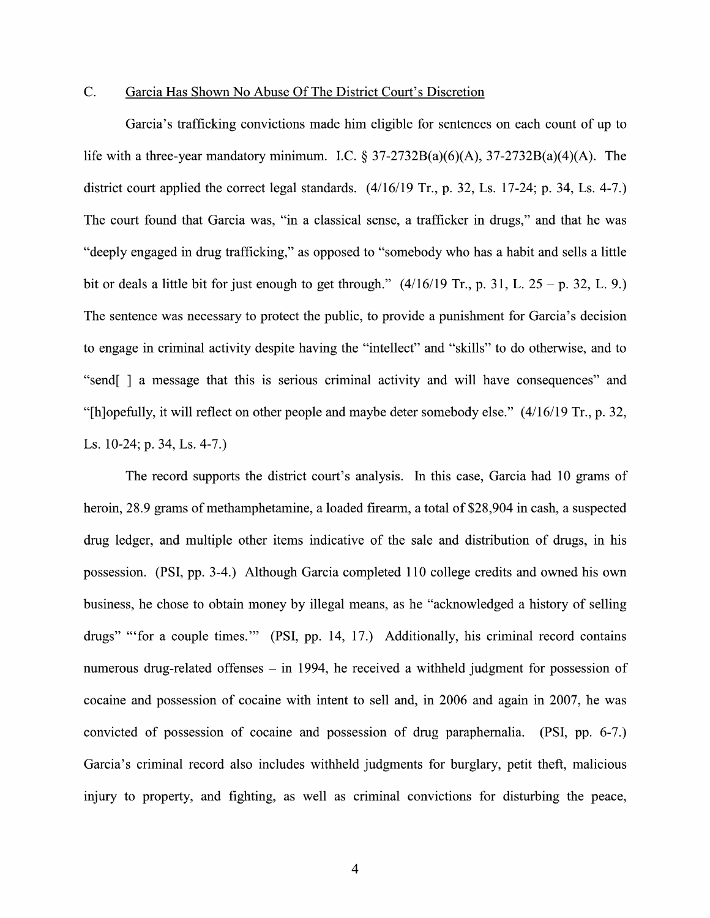### C. Garcia Has Shown No Abuse Of The District Court's Discretion

Garcia's trafficking convictions made him eligible for sentences on each count of up to life with a three-year mandatory minimum. I.C. § 37-2732B(a)(6)(A), 37-2732B(a)(4)(A). The district court applied the correct legal standards. (4/16/19 Tr., p. 32, Ls. 17-24; p. 34, Ls. 4-7.) The court found that Garcia was, "in a classical sense, a trafficker in drugs," and that he was "deeply engaged in drug trafficking," as opposed to "somebody who has a habit and sells a little bit or deals a little bit for just enough to get through." (4/16/19 Tr., p. 31, L. 25 – p. 32, L. 9.) The sentence was necessary to protect the public, to provide a punishment for Garcia's decision to engage in criminal activity despite having the "intellect" and "skills" to do otherwise, and to "send[ ] a message that this is serious criminal activity and will have consequences" and "[h]opefully, it will reflect on other people and maybe deter somebody else." (4/16/19 Tr., p. 32, Ls. 10-24; p. 34, Ls. 4-7.)

The record supports the district court's analysis. In this case, Garcia had 10 grams of heroin, 28.9 grams of methamphetamine, a loaded firearm, a total of $28,904 in cash, a suspected drug ledger, and multiple other items indicative of the sale and distribution of drugs, in his possession. (PSI, pp. 3-4.) Although Garcia completed 110 college credits and owned his own business, he chose to obtain money by illegal means, as he "acknowledged a history of selling drugs" "'for a couple times.'" (PSI, pp. 14, 17.) Additionally, his criminal record contains numerous drug-related offenses – in 1994, he received a withheld judgment for possession of cocaine and possession of cocaine with intent to sell and, in 2006 and again in 2007, he was convicted of possession of cocaine and possession of drug paraphernalia. (PSI, pp. 6-7.) Garcia's criminal record also includes withheld judgments for burglary, petit theft, malicious injury to property, and fighting, as well as criminal convictions for disturbing the peace,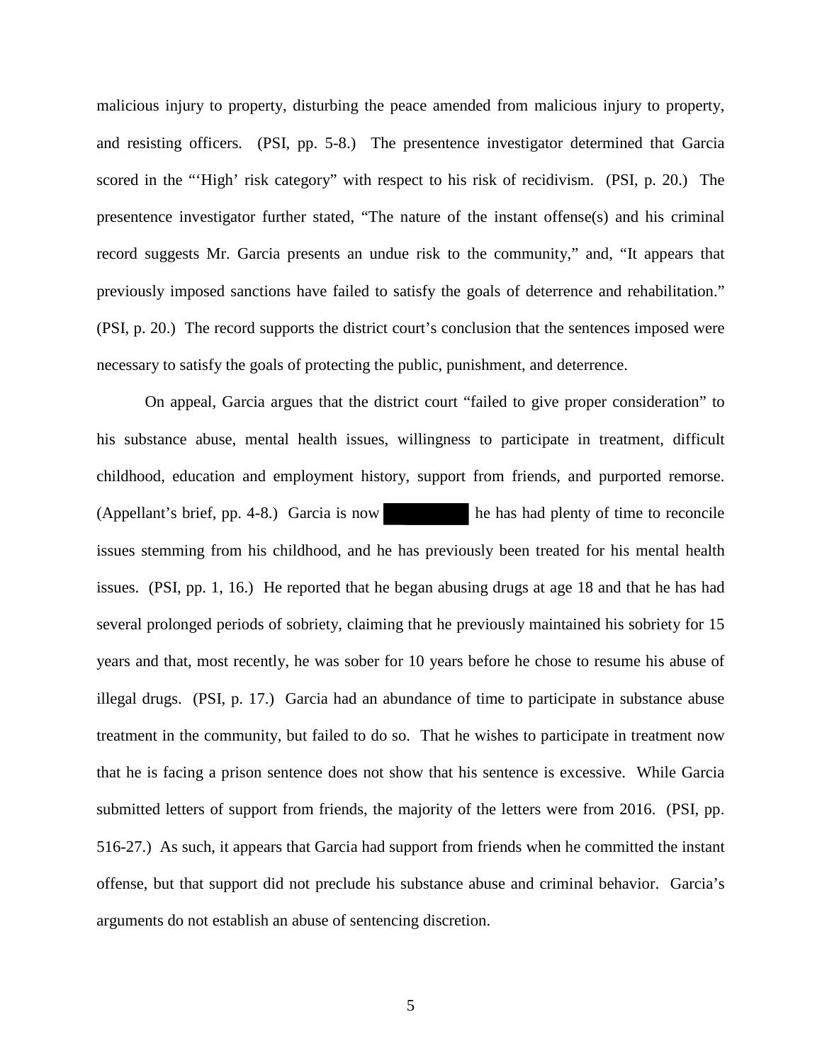malicious injury to property, disturbing the peace amended from malicious injury to property, and resisting officers. (PSI, pp. 5-8.) The presentence investigator determined that Garcia scored in the "'High' risk category" with respect to his risk of recidivism. (PSI, p. 20.) The presentence investigator further stated, "The nature of the instant offense(s) and his criminal record suggests Mr. Garcia presents an undue risk to the community," and, "It appears that previously imposed sanctions have failed to satisfy the goals of deterrence and rehabilitation." (PSI, p. 20.) The record supports the district court's conclusion that the sentences imposed were necessary to satisfy the goals of protecting the public, punishment, and deterrence.

On appeal, Garcia argues that the district court "failed to give proper consideration" to his substance abuse, mental health issues, willingness to participate in treatment, difficult childhood, education and employment history, support from friends, and purported remorse. (Appellant's brief, pp. 4-8.) Garcia is now ██████████ he has had plenty of time to reconcile issues stemming from his childhood, and he has previously been treated for his mental health issues. (PSI, pp. 1, 16.) He reported that he began abusing drugs at age 18 and that he has had several prolonged periods of sobriety, claiming that he previously maintained his sobriety for 15 years and that, most recently, he was sober for 10 years before he chose to resume his abuse of illegal drugs. (PSI, p. 17.) Garcia had an abundance of time to participate in substance abuse treatment in the community, but failed to do so. That he wishes to participate in treatment now that he is facing a prison sentence does not show that his sentence is excessive. While Garcia submitted letters of support from friends, the majority of the letters were from 2016. (PSI, pp. 516-27.) As such, it appears that Garcia had support from friends when he committed the instant offense, but that support did not preclude his substance abuse and criminal behavior. Garcia's arguments do not establish an abuse of sentencing discretion.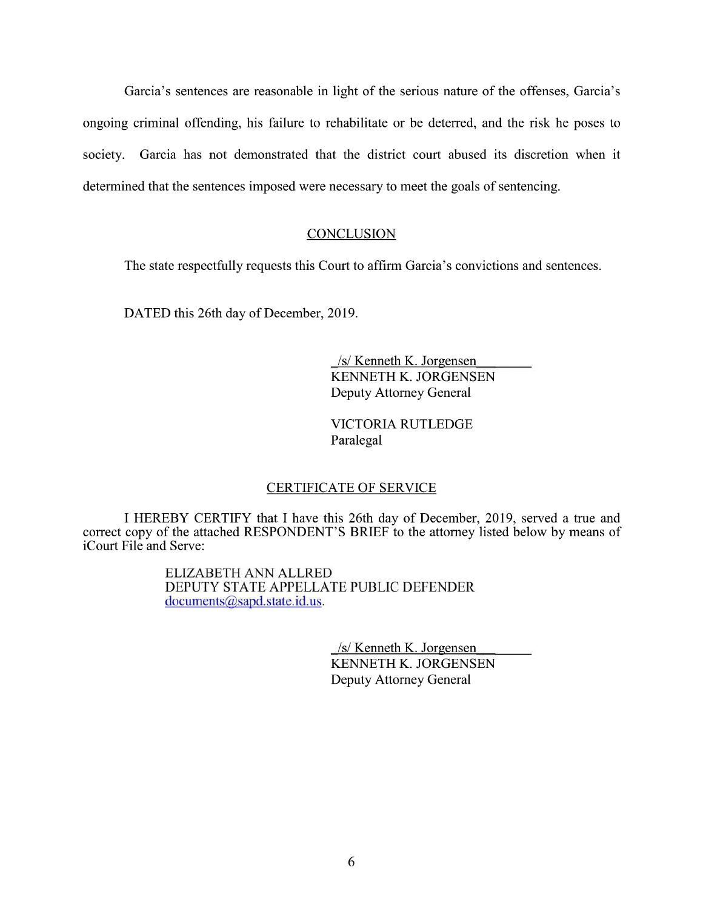Garcia's sentences are reasonable in light of the serious nature of the offenses, Garcia's ongoing criminal offending, his failure to rehabilitate or be deterred, and the risk he poses to society. Garcia has not demonstrated that the district court abused its discretion when it determined that the sentences imposed were necessary to meet the goals of sentencing.

## CONCLUSION

The state respectfully requests this Court to affirm Garcia's convictions and sentences.

DATED this 26th day of December, 2019.

/s/ Kenneth K. Jorgensen
KENNETH K. JORGENSEN
Deputy Attorney General

VICTORIA RUTLEDGE
Paralegal

## CERTIFICATE OF SERVICE

I HEREBY CERTIFY that I have this 26th day of December, 2019, served a true and correct copy of the attached RESPONDENT'S BRIEF to the attorney listed below by means of iCourt File and Serve:

ELIZABETH ANN ALLRED
DEPUTY STATE APPELLATE PUBLIC DEFENDER
documents@sapd.state.id.us.

/s/ Kenneth K. Jorgensen
KENNETH K. JORGENSEN
Deputy Attorney General